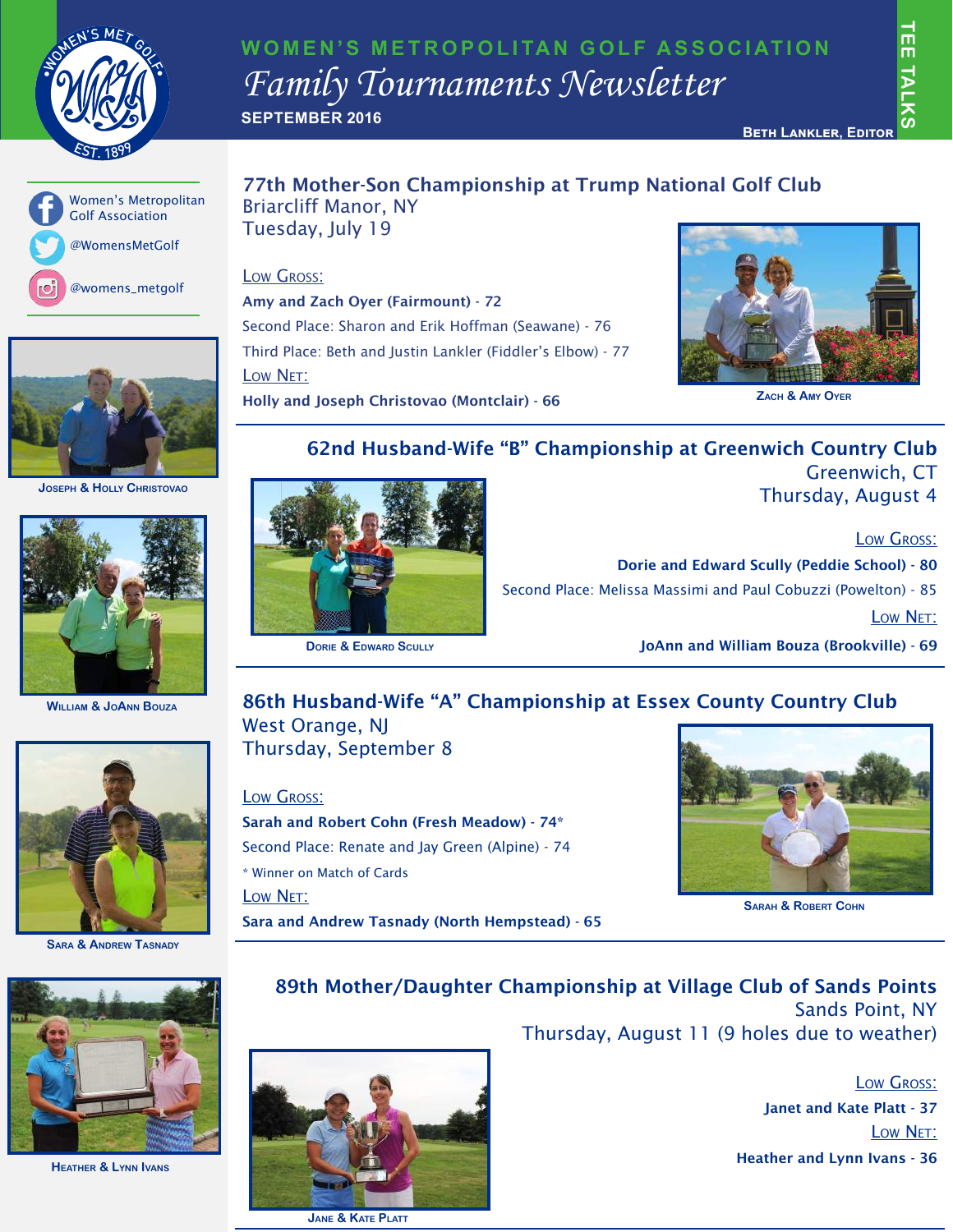# WOMEN'S METROPOLITAN GOLF ASSOCIATION

## *Family Tournaments Newsletter*

**SEPTEMBER 2016**

TEE TALKS

**BETH LANKLER, EDITOR**

Women's Metropolitan Golf Association

@WomensMetGolf

@womens_metgolf

## 77th Mother-Son Championship at Trump National Golf Club

Briarcliff Manor, NY
Tuesday, July 19

LOW GROSS:

**Amy and Zach Oyer (Fairmount) - 72**

Second Place: Sharon and Erik Hoffman (Seawane) - 76

Third Place: Beth and Justin Lankler (Fiddler's Elbow) - 77

LOW NET:

**Holly and Joseph Christovao (Montclair) - 66**

ZACH & AMY OYER

JOSEPH & HOLLY CHRISTOVAO

## 62nd Husband-Wife "B" Championship at Greenwich Country Club

Greenwich, CT
Thursday, August 4

LOW GROSS:

**Dorie and Edward Scully (Peddie School) - 80**

Second Place: Melissa Massimi and Paul Cobuzzi (Powelton) - 85

LOW NET:

**JoAnn and William Bouza (Brookville) - 69**

DORIE & EDWARD SCULLY

WILLIAM & JOANN BOUZA

## 86th Husband-Wife "A" Championship at Essex County Country Club

West Orange, NJ
Thursday, September 8

LOW GROSS:

**Sarah and Robert Cohn (Fresh Meadow) - 74***

Second Place: Renate and Jay Green (Alpine) - 74

* Winner on Match of Cards

LOW NET:

**Sara and Andrew Tasnady (North Hempstead) - 65**

SARAH & ROBERT COHN

SARA & ANDREW TASNADY

## 89th Mother/Daughter Championship at Village Club of Sands Points

Sands Point, NY
Thursday, August 11 (9 holes due to weather)

LOW GROSS:

**Janet and Kate Platt - 37**

LOW NET:

**Heather and Lynn Ivans - 36**

HEATHER & LYNN IVANS

JANE & KATE PLATT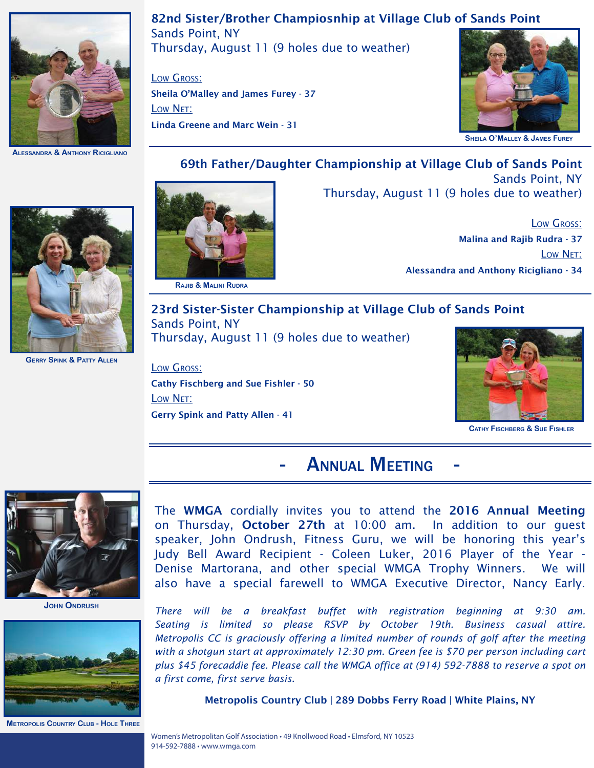## 82nd Sister/Brother Championship at Village Club of Sands Point

Sands Point, NY
Thursday, August 11 (9 holes due to weather)

LOW GROSS:
**Sheila O'Malley and James Furey - 37**
LOW NET:
**Linda Greene and Marc Wein - 31**

SHEILA O'MALLEY & JAMES FUREY

ALESSANDRA & ANTHONY RICIGLIANO

## 69th Father/Daughter Championship at Village Club of Sands Point

Sands Point, NY
Thursday, August 11 (9 holes due to weather)

LOW GROSS:
**Malina and Rajib Rudra - 37**
LOW NET:
**Alessandra and Anthony Ricigliano - 34**

RAJIB & MALINI RUDRA

GERRY SPINK & PATTY ALLEN

## 23rd Sister-Sister Championship at Village Club of Sands Point

Sands Point, NY
Thursday, August 11 (9 holes due to weather)

LOW GROSS:
**Cathy Fischberg and Sue Fishler - 50**
LOW NET:
**Gerry Spink and Patty Allen - 41**

CATHY FISCHBERG & SUE FISHLER

## - ANNUAL MEETING -

The **WMGA** cordially invites you to attend the **2016 Annual Meeting** on Thursday, **October 27th** at 10:00 am. In addition to our guest speaker, John Ondrush, Fitness Guru, we will be honoring this year's Judy Bell Award Recipient - Coleen Luker, 2016 Player of the Year - Denise Martorana, and other special WMGA Trophy Winners. We will also have a special farewell to WMGA Executive Director, Nancy Early.

*There will be a breakfast buffet with registration beginning at 9:30 am. Seating is limited so please RSVP by October 19th. Business casual attire. Metropolis CC is graciously offering a limited number of rounds of golf after the meeting with a shotgun start at approximately 12:30 pm. Green fee is $70 per person including cart plus $45 forecaddie fee. Please call the WMGA office at (914) 592-7888 to reserve a spot on a first come, first serve basis.*

**Metropolis Country Club | 289 Dobbs Ferry Road | White Plains, NY**

JOHN ONDRUSH

METROPOLIS COUNTRY CLUB - HOLE THREE

Women's Metropolitan Golf Association • 49 Knollwood Road • Elmsford, NY 10523
914-592-7888 • www.wmga.com